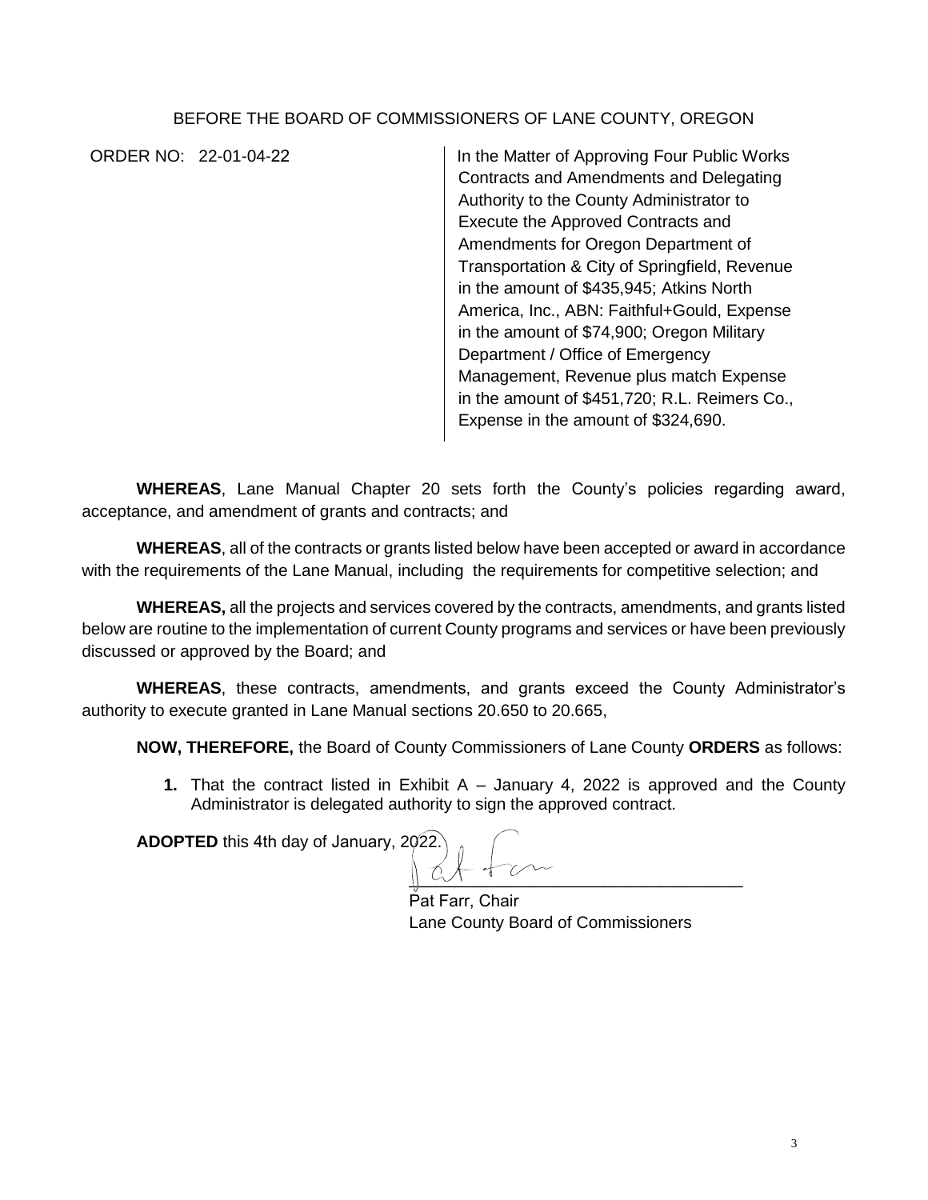BEFORE THE BOARD OF COMMISSIONERS OF LANE COUNTY, OREGON

ORDER NO: 22-01-04-22

In the Matter of Approving Four Public Works Contracts and Amendments and Delegating Authority to the County Administrator to Execute the Approved Contracts and Amendments for Oregon Department of Transportation & City of Springfield, Revenue in the amount of $435,945; Atkins North America, Inc., ABN: Faithful+Gould, Expense in the amount of $74,900; Oregon Military Department / Office of Emergency Management, Revenue plus match Expense in the amount of $451,720; R.L. Reimers Co., Expense in the amount of $324,690.

**WHEREAS**, Lane Manual Chapter 20 sets forth the County's policies regarding award, acceptance, and amendment of grants and contracts; and

**WHEREAS**, all of the contracts or grants listed below have been accepted or award in accordance with the requirements of the Lane Manual, including the requirements for competitive selection; and

**WHEREAS,** all the projects and services covered by the contracts, amendments, and grants listed below are routine to the implementation of current County programs and services or have been previously discussed or approved by the Board; and

**WHEREAS**, these contracts, amendments, and grants exceed the County Administrator's authority to execute granted in Lane Manual sections 20.650 to 20.665,

**NOW, THEREFORE,** the Board of County Commissioners of Lane County **ORDERS** as follows:

1. That the contract listed in Exhibit A – January 4, 2022 is approved and the County Administrator is delegated authority to sign the approved contract.

**ADOPTED** this 4th day of January, 2022.

\_\_\_\_\_\_\_\_\_\_\_\_\_\_\_\_\_\_\_\_\_\_\_\_\_\_\_\_\_\_\_\_\_\_

Pat Farr, Chair
Lane County Board of Commissioners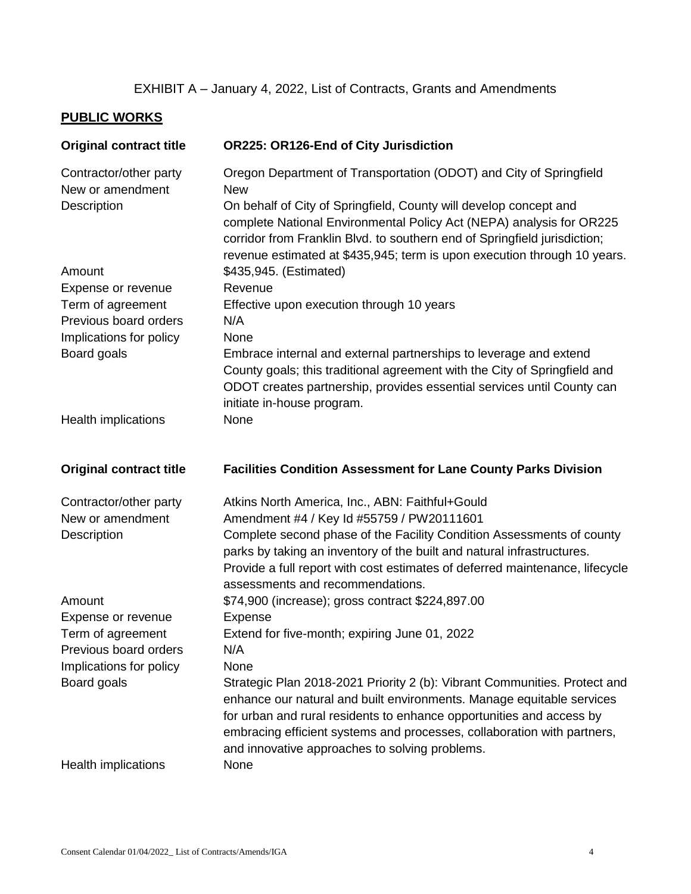EXHIBIT A – January 4, 2022, List of Contracts, Grants and Amendments

## PUBLIC WORKS

| **Original contract title** | **OR225: OR126-End of City Jurisdiction** |
|---|---|
| Contractor/other party | Oregon Department of Transportation (ODOT) and City of Springfield |
| New or amendment | New |
| Description | On behalf of City of Springfield, County will develop concept and complete National Environmental Policy Act (NEPA) analysis for OR225 corridor from Franklin Blvd. to southern end of Springfield jurisdiction; revenue estimated at $435,945; term is upon execution through 10 years. |
| Amount | $435,945. (Estimated) |
| Expense or revenue | Revenue |
| Term of agreement | Effective upon execution through 10 years |
| Previous board orders | N/A |
| Implications for policy | None |
| Board goals | Embrace internal and external partnerships to leverage and extend County goals; this traditional agreement with the City of Springfield and ODOT creates partnership, provides essential services until County can initiate in-house program. |
| Health implications | None |

| **Original contract title** | **Facilities Condition Assessment for Lane County Parks Division** |
|---|---|
| Contractor/other party | Atkins North America, Inc., ABN: Faithful+Gould |
| New or amendment | Amendment #4 / Key Id #55759 / PW20111601 |
| Description | Complete second phase of the Facility Condition Assessments of county parks by taking an inventory of the built and natural infrastructures. Provide a full report with cost estimates of deferred maintenance, lifecycle assessments and recommendations. |
| Amount | $74,900 (increase); gross contract $224,897.00 |
| Expense or revenue | Expense |
| Term of agreement | Extend for five-month; expiring June 01, 2022 |
| Previous board orders | N/A |
| Implications for policy | None |
| Board goals | Strategic Plan 2018-2021 Priority 2 (b): Vibrant Communities. Protect and enhance our natural and built environments. Manage equitable services for urban and rural residents to enhance opportunities and access by embracing efficient systems and processes, collaboration with partners, and innovative approaches to solving problems. |
| Health implications | None |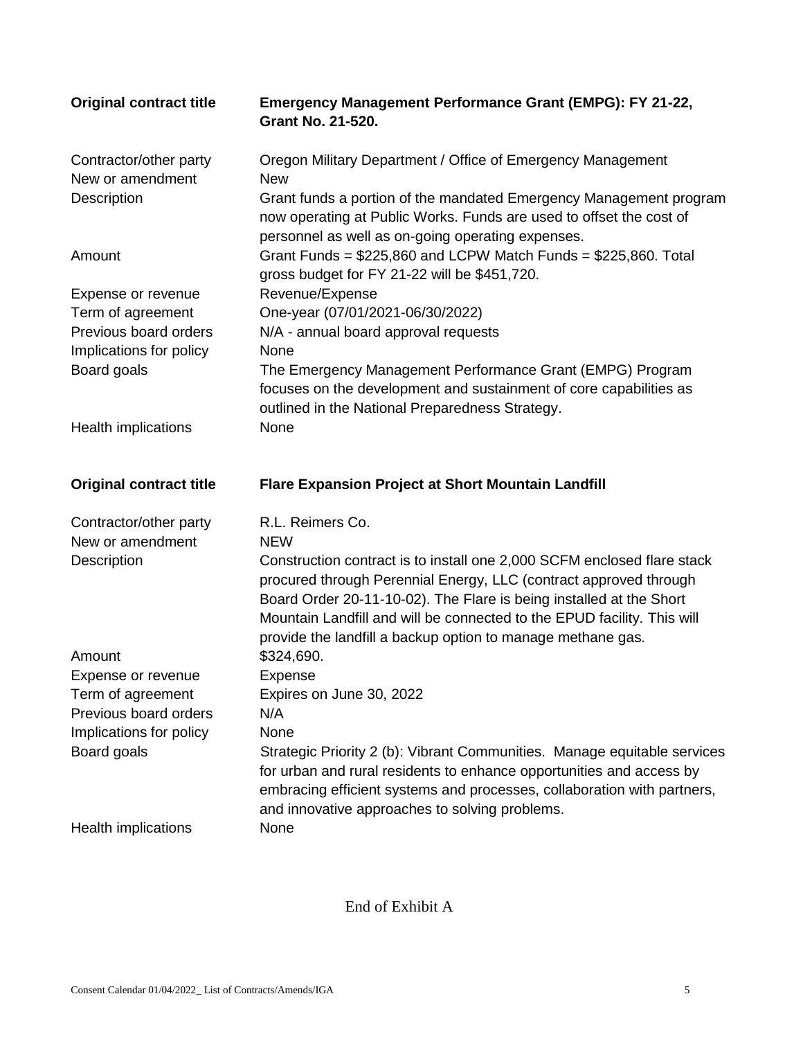| | |
|---|---|
| **Original contract title** | **Emergency Management Performance Grant (EMPG): FY 21-22, Grant No. 21-520.** |
| Contractor/other party | Oregon Military Department / Office of Emergency Management |
| New or amendment | New |
| Description | Grant funds a portion of the mandated Emergency Management program now operating at Public Works. Funds are used to offset the cost of personnel as well as on-going operating expenses. |
| Amount | Grant Funds = $225,860 and LCPW Match Funds = $225,860. Total gross budget for FY 21-22 will be $451,720. |
| Expense or revenue | Revenue/Expense |
| Term of agreement | One-year (07/01/2021-06/30/2022) |
| Previous board orders | N/A - annual board approval requests |
| Implications for policy | None |
| Board goals | The Emergency Management Performance Grant (EMPG) Program focuses on the development and sustainment of core capabilities as outlined in the National Preparedness Strategy. |
| Health implications | None |

| | |
|---|---|
| **Original contract title** | **Flare Expansion Project at Short Mountain Landfill** |
| Contractor/other party | R.L. Reimers Co. |
| New or amendment | NEW |
| Description | Construction contract is to install one 2,000 SCFM enclosed flare stack procured through Perennial Energy, LLC (contract approved through Board Order 20-11-10-02). The Flare is being installed at the Short Mountain Landfill and will be connected to the EPUD facility. This will provide the landfill a backup option to manage methane gas. |
| Amount | $324,690. |
| Expense or revenue | Expense |
| Term of agreement | Expires on June 30, 2022 |
| Previous board orders | N/A |
| Implications for policy | None |
| Board goals | Strategic Priority 2 (b): Vibrant Communities. Manage equitable services for urban and rural residents to enhance opportunities and access by embracing efficient systems and processes, collaboration with partners, and innovative approaches to solving problems. |
| Health implications | None |

End of Exhibit A